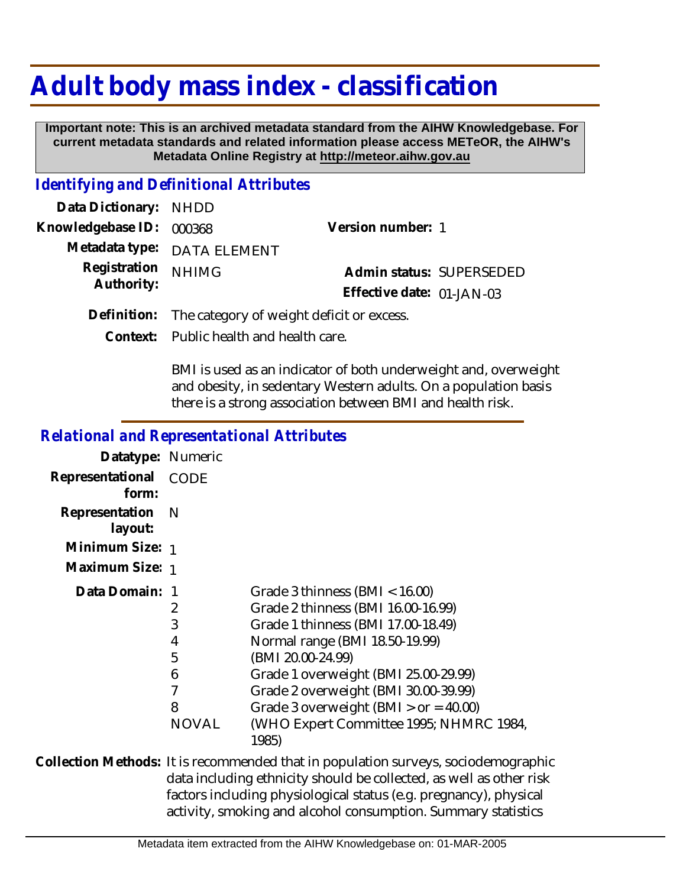# Adult body mass index - classification

**Important note: This is an archived metadata standard from the AIHW Knowledgebase. For current metadata standards and related information please access METeOR, the AIHW's Metadata Online Registry at http://meteor.aihw.gov.au**

## *Identifying and Definitional Attributes*

**Data Dictionary:** NHDD

**Knowledgebase ID:** 000368

**Version number:** 1

**Metadata type:** DATA ELEMENT

**Registration Authority:** NHIMG

**Admin status:** SUPERSEDED

**Effective date:** 01-JAN-03

**Definition:** The category of weight deficit or excess.

**Context:** Public health and health care.

BMI is used as an indicator of both underweight and, overweight and obesity, in sedentary Western adults. On a population basis there is a strong association between BMI and health risk.

## *Relational and Representational Attributes*

**Datatype:** Numeric

**Representational form:** CODE

**Representation layout:** N

**Minimum Size:** 1

**Maximum Size:** 1

**Data Domain:**

| Code | Description |
|---|---|
| 1 | Grade 3 thinness (BMI < 16.00) |
| 2 | Grade 2 thinness (BMI 16.00-16.99) |
| 3 | Grade 1 thinness (BMI 17.00-18.49) |
| 4 | Normal range (BMI 18.50-19.99) |
| 5 | (BMI 20.00-24.99) |
| 6 | Grade 1 overweight (BMI 25.00-29.99) |
| 7 | Grade 2 overweight (BMI 30.00-39.99) |
| 8 | Grade 3 overweight (BMI > or = 40.00) |
| NOVAL | (WHO Expert Committee 1995; NHMRC 1984, 1985) |

**Collection Methods:** It is recommended that in population surveys, sociodemographic data including ethnicity should be collected, as well as other risk factors including physiological status (e.g. pregnancy), physical activity, smoking and alcohol consumption. Summary statistics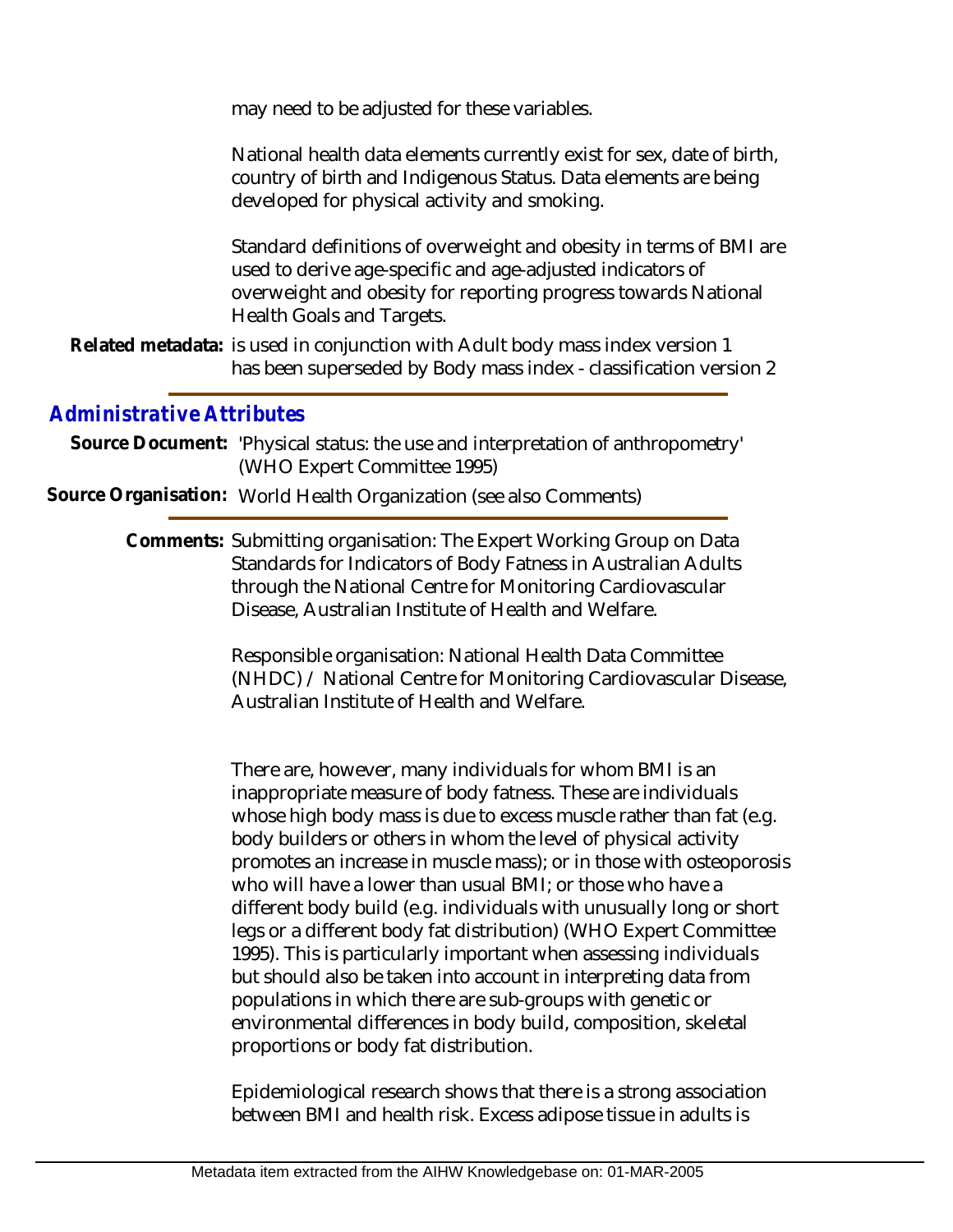may need to be adjusted for these variables.

National health data elements currently exist for sex, date of birth, country of birth and Indigenous Status. Data elements are being developed for physical activity and smoking.

Standard definitions of overweight and obesity in terms of BMI are used to derive age-specific and age-adjusted indicators of overweight and obesity for reporting progress towards National Health Goals and Targets.

**Related metadata:** is used in conjunction with Adult body mass index version 1
has been superseded by Body mass index - classification version 2

## Administrative Attributes

**Source Document:** 'Physical status: the use and interpretation of anthropometry' (WHO Expert Committee 1995)

**Source Organisation:** World Health Organization (see also Comments)

**Comments:** Submitting organisation: The Expert Working Group on Data Standards for Indicators of Body Fatness in Australian Adults through the National Centre for Monitoring Cardiovascular Disease, Australian Institute of Health and Welfare.

Responsible organisation: National Health Data Committee (NHDC) / National Centre for Monitoring Cardiovascular Disease, Australian Institute of Health and Welfare.

There are, however, many individuals for whom BMI is an inappropriate measure of body fatness. These are individuals whose high body mass is due to excess muscle rather than fat (e.g. body builders or others in whom the level of physical activity promotes an increase in muscle mass); or in those with osteoporosis who will have a lower than usual BMI; or those who have a different body build (e.g. individuals with unusually long or short legs or a different body fat distribution) (WHO Expert Committee 1995). This is particularly important when assessing individuals but should also be taken into account in interpreting data from populations in which there are sub-groups with genetic or environmental differences in body build, composition, skeletal proportions or body fat distribution.

Epidemiological research shows that there is a strong association between BMI and health risk. Excess adipose tissue in adults is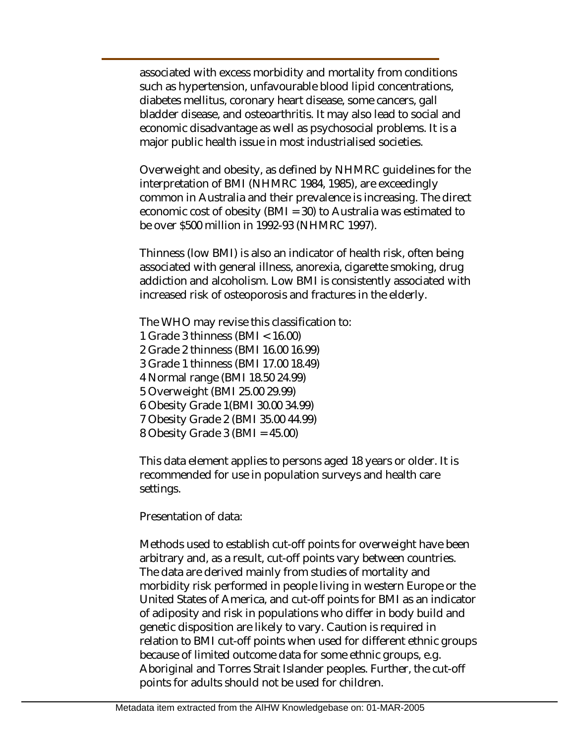associated with excess morbidity and mortality from conditions such as hypertension, unfavourable blood lipid concentrations, diabetes mellitus, coronary heart disease, some cancers, gall bladder disease, and osteoarthritis. It may also lead to social and economic disadvantage as well as psychosocial problems. It is a major public health issue in most industrialised societies.

Overweight and obesity, as defined by NHMRC guidelines for the interpretation of BMI (NHMRC 1984, 1985), are exceedingly common in Australia and their prevalence is increasing. The direct economic cost of obesity (BMI = 30) to Australia was estimated to be over $500 million in 1992-93 (NHMRC 1997).

Thinness (low BMI) is also an indicator of health risk, often being associated with general illness, anorexia, cigarette smoking, drug addiction and alcoholism. Low BMI is consistently associated with increased risk of osteoporosis and fractures in the elderly.

The WHO may revise this classification to:
1 Grade 3 thinness (BMI < 16.00)
2 Grade 2 thinness (BMI 16.00 16.99)
3 Grade 1 thinness (BMI 17.00 18.49)
4 Normal range (BMI 18.50 24.99)
5 Overweight (BMI 25.00 29.99)
6 Obesity Grade 1(BMI 30.00 34.99)
7 Obesity Grade 2 (BMI 35.00 44.99)
8 Obesity Grade 3 (BMI = 45.00)

This data element applies to persons aged 18 years or older. It is recommended for use in population surveys and health care settings.

Presentation of data:

Methods used to establish cut-off points for overweight have been arbitrary and, as a result, cut-off points vary between countries. The data are derived mainly from studies of mortality and morbidity risk performed in people living in western Europe or the United States of America, and cut-off points for BMI as an indicator of adiposity and risk in populations who differ in body build and genetic disposition are likely to vary. Caution is required in relation to BMI cut-off points when used for different ethnic groups because of limited outcome data for some ethnic groups, e.g. Aboriginal and Torres Strait Islander peoples. Further, the cut-off points for adults should not be used for children.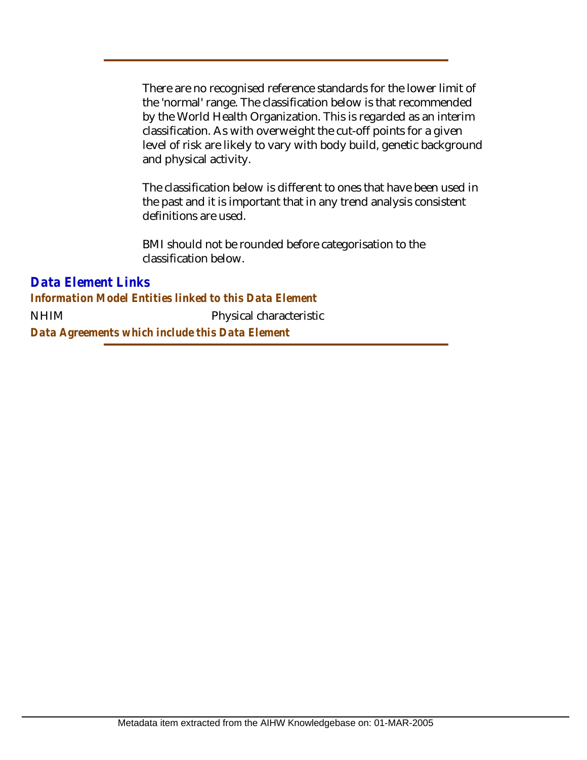There are no recognised reference standards for the lower limit of the 'normal' range. The classification below is that recommended by the World Health Organization. This is regarded as an interim classification. As with overweight the cut-off points for a given level of risk are likely to vary with body build, genetic background and physical activity.

The classification below is different to ones that have been used in the past and it is important that in any trend analysis consistent definitions are used.

BMI should not be rounded before categorisation to the classification below.

## Data Element Links

### Information Model Entities linked to this Data Element

| | |
|---|---|
| NHIM | Physical characteristic |

### Data Agreements which include this Data Element

Metadata item extracted from the AIHW Knowledgebase on: 01-MAR-2005